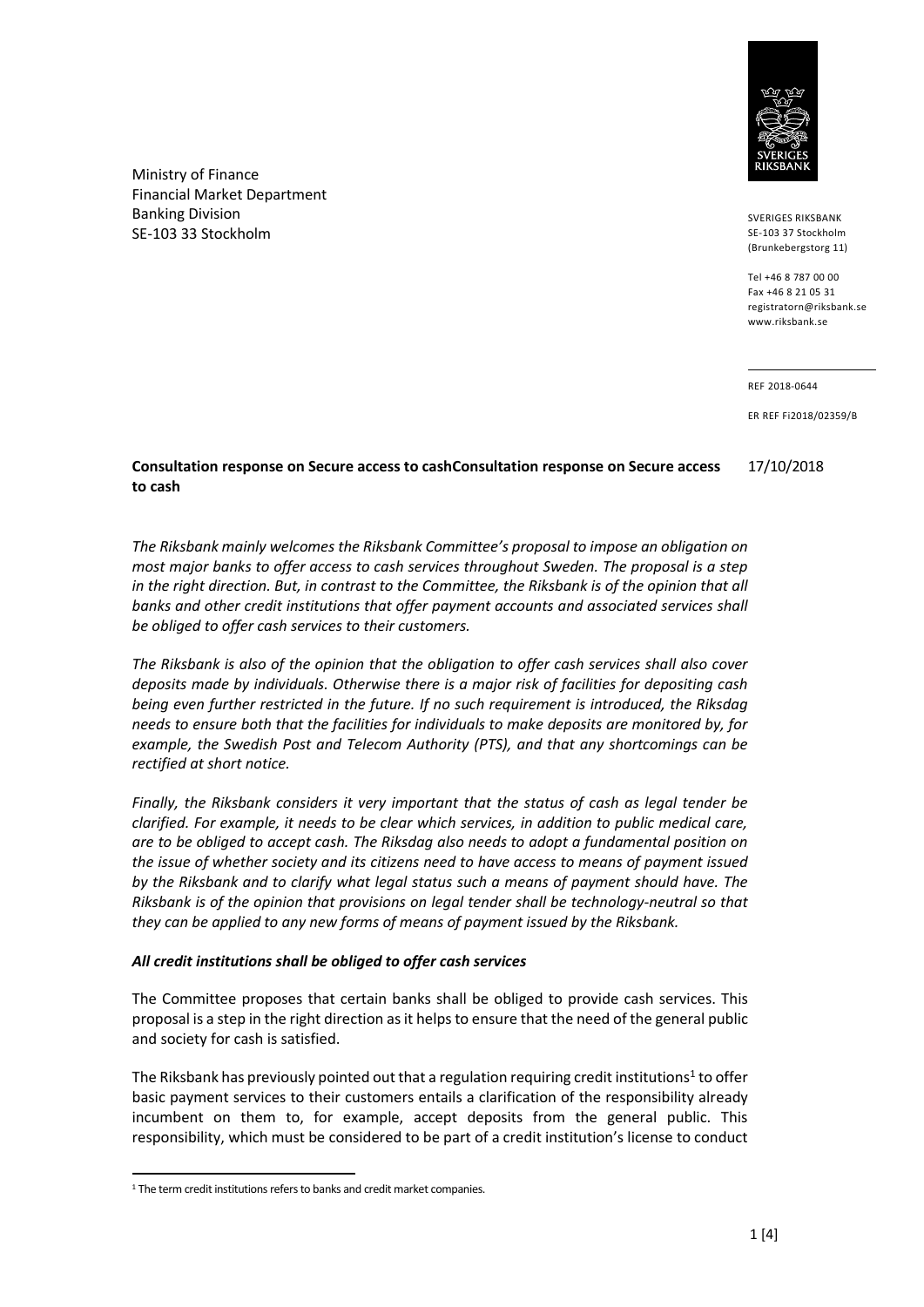Ministry of Finance
Financial Market Department
Banking Division
SE-103 33 Stockholm

SVERIGES RIKSBANK
SE-103 37 Stockholm
(Brunkebergstorg 11)

Tel +46 8 787 00 00
Fax +46 8 21 05 31
registratorn@riksbank.se
www.riksbank.se

REF 2018-0644

ER REF Fi2018/02359/B

**Consultation response on Secure access to cashConsultation response on Secure access to cash**

17/10/2018

*The Riksbank mainly welcomes the Riksbank Committee's proposal to impose an obligation on most major banks to offer access to cash services throughout Sweden. The proposal is a step in the right direction. But, in contrast to the Committee, the Riksbank is of the opinion that all banks and other credit institutions that offer payment accounts and associated services shall be obliged to offer cash services to their customers.*

*The Riksbank is also of the opinion that the obligation to offer cash services shall also cover deposits made by individuals. Otherwise there is a major risk of facilities for depositing cash being even further restricted in the future. If no such requirement is introduced, the Riksdag needs to ensure both that the facilities for individuals to make deposits are monitored by, for example, the Swedish Post and Telecom Authority (PTS), and that any shortcomings can be rectified at short notice.*

*Finally, the Riksbank considers it very important that the status of cash as legal tender be clarified. For example, it needs to be clear which services, in addition to public medical care, are to be obliged to accept cash. The Riksdag also needs to adopt a fundamental position on the issue of whether society and its citizens need to have access to means of payment issued by the Riksbank and to clarify what legal status such a means of payment should have. The Riksbank is of the opinion that provisions on legal tender shall be technology-neutral so that they can be applied to any new forms of means of payment issued by the Riksbank.*

### *All credit institutions shall be obliged to offer cash services*

The Committee proposes that certain banks shall be obliged to provide cash services. This proposal is a step in the right direction as it helps to ensure that the need of the general public and society for cash is satisfied.

The Riksbank has previously pointed out that a regulation requiring credit institutions[1] to offer basic payment services to their customers entails a clarification of the responsibility already incumbent on them to, for example, accept deposits from the general public. This responsibility, which must be considered to be part of a credit institution's license to conduct

[1] The term credit institutions refers to banks and credit market companies.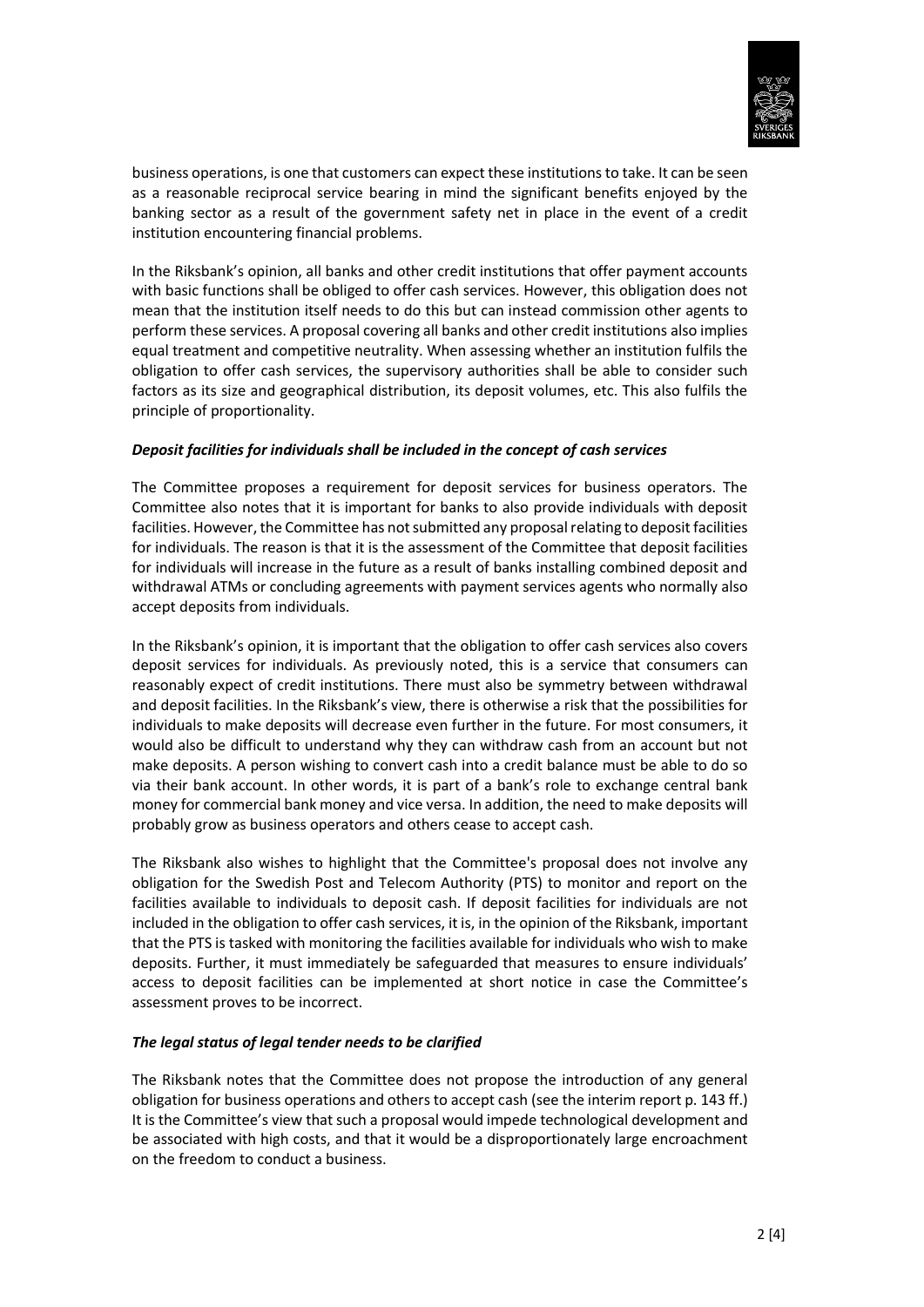business operations, is one that customers can expect these institutions to take. It can be seen as a reasonable reciprocal service bearing in mind the significant benefits enjoyed by the banking sector as a result of the government safety net in place in the event of a credit institution encountering financial problems.

In the Riksbank's opinion, all banks and other credit institutions that offer payment accounts with basic functions shall be obliged to offer cash services. However, this obligation does not mean that the institution itself needs to do this but can instead commission other agents to perform these services. A proposal covering all banks and other credit institutions also implies equal treatment and competitive neutrality. When assessing whether an institution fulfils the obligation to offer cash services, the supervisory authorities shall be able to consider such factors as its size and geographical distribution, its deposit volumes, etc. This also fulfils the principle of proportionality.

### *Deposit facilities for individuals shall be included in the concept of cash services*

The Committee proposes a requirement for deposit services for business operators. The Committee also notes that it is important for banks to also provide individuals with deposit facilities. However, the Committee has not submitted any proposal relating to deposit facilities for individuals. The reason is that it is the assessment of the Committee that deposit facilities for individuals will increase in the future as a result of banks installing combined deposit and withdrawal ATMs or concluding agreements with payment services agents who normally also accept deposits from individuals.

In the Riksbank's opinion, it is important that the obligation to offer cash services also covers deposit services for individuals. As previously noted, this is a service that consumers can reasonably expect of credit institutions. There must also be symmetry between withdrawal and deposit facilities. In the Riksbank's view, there is otherwise a risk that the possibilities for individuals to make deposits will decrease even further in the future. For most consumers, it would also be difficult to understand why they can withdraw cash from an account but not make deposits. A person wishing to convert cash into a credit balance must be able to do so via their bank account. In other words, it is part of a bank's role to exchange central bank money for commercial bank money and vice versa. In addition, the need to make deposits will probably grow as business operators and others cease to accept cash.

The Riksbank also wishes to highlight that the Committee's proposal does not involve any obligation for the Swedish Post and Telecom Authority (PTS) to monitor and report on the facilities available to individuals to deposit cash. If deposit facilities for individuals are not included in the obligation to offer cash services, it is, in the opinion of the Riksbank, important that the PTS is tasked with monitoring the facilities available for individuals who wish to make deposits. Further, it must immediately be safeguarded that measures to ensure individuals' access to deposit facilities can be implemented at short notice in case the Committee's assessment proves to be incorrect.

### *The legal status of legal tender needs to be clarified*

The Riksbank notes that the Committee does not propose the introduction of any general obligation for business operations and others to accept cash (see the interim report p. 143 ff.) It is the Committee's view that such a proposal would impede technological development and be associated with high costs, and that it would be a disproportionately large encroachment on the freedom to conduct a business.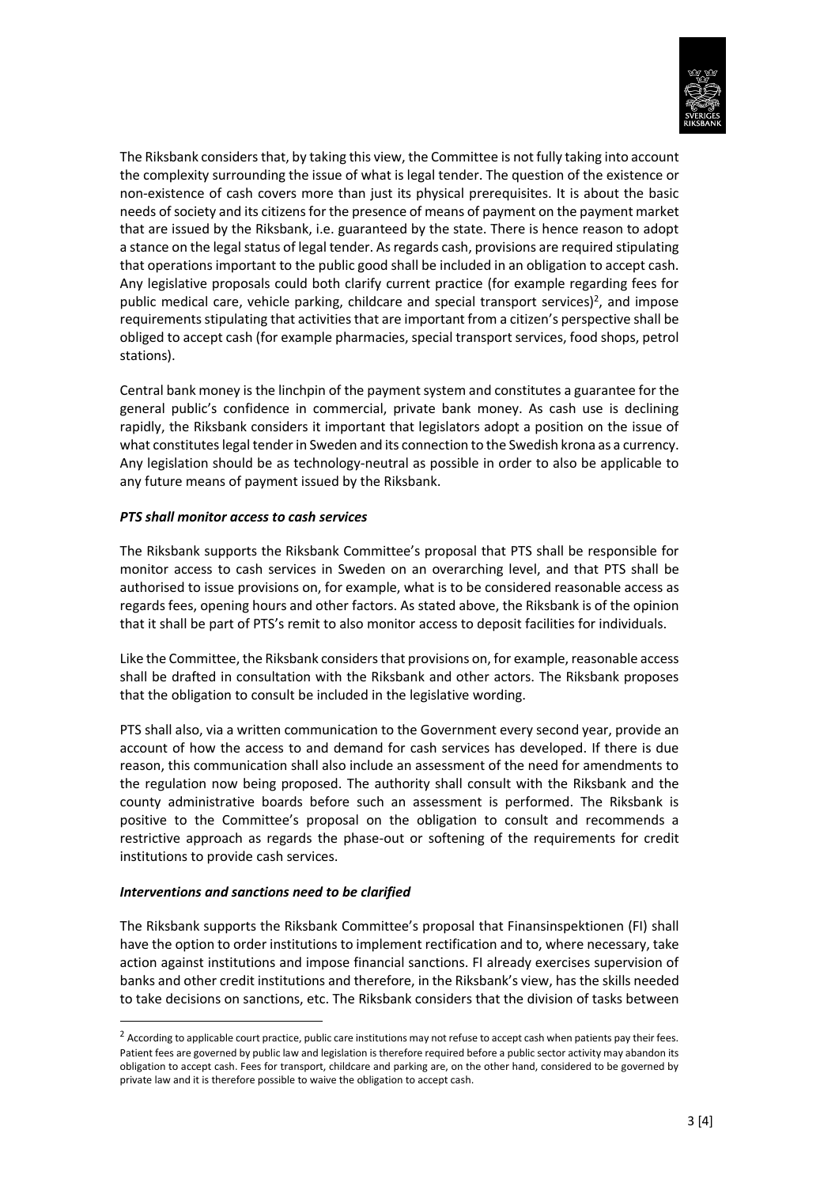The Riksbank considers that, by taking this view, the Committee is not fully taking into account the complexity surrounding the issue of what is legal tender. The question of the existence or non-existence of cash covers more than just its physical prerequisites. It is about the basic needs of society and its citizens for the presence of means of payment on the payment market that are issued by the Riksbank, i.e. guaranteed by the state. There is hence reason to adopt a stance on the legal status of legal tender. As regards cash, provisions are required stipulating that operations important to the public good shall be included in an obligation to accept cash. Any legislative proposals could both clarify current practice (for example regarding fees for public medical care, vehicle parking, childcare and special transport services)[2], and impose requirements stipulating that activities that are important from a citizen's perspective shall be obliged to accept cash (for example pharmacies, special transport services, food shops, petrol stations).

Central bank money is the linchpin of the payment system and constitutes a guarantee for the general public's confidence in commercial, private bank money. As cash use is declining rapidly, the Riksbank considers it important that legislators adopt a position on the issue of what constitutes legal tender in Sweden and its connection to the Swedish krona as a currency. Any legislation should be as technology-neutral as possible in order to also be applicable to any future means of payment issued by the Riksbank.

***PTS shall monitor access to cash services***

The Riksbank supports the Riksbank Committee's proposal that PTS shall be responsible for monitor access to cash services in Sweden on an overarching level, and that PTS shall be authorised to issue provisions on, for example, what is to be considered reasonable access as regards fees, opening hours and other factors. As stated above, the Riksbank is of the opinion that it shall be part of PTS's remit to also monitor access to deposit facilities for individuals.

Like the Committee, the Riksbank considers that provisions on, for example, reasonable access shall be drafted in consultation with the Riksbank and other actors. The Riksbank proposes that the obligation to consult be included in the legislative wording.

PTS shall also, via a written communication to the Government every second year, provide an account of how the access to and demand for cash services has developed. If there is due reason, this communication shall also include an assessment of the need for amendments to the regulation now being proposed. The authority shall consult with the Riksbank and the county administrative boards before such an assessment is performed. The Riksbank is positive to the Committee's proposal on the obligation to consult and recommends a restrictive approach as regards the phase-out or softening of the requirements for credit institutions to provide cash services.

***Interventions and sanctions need to be clarified***

The Riksbank supports the Riksbank Committee's proposal that Finansinspektionen (FI) shall have the option to order institutions to implement rectification and to, where necessary, take action against institutions and impose financial sanctions. FI already exercises supervision of banks and other credit institutions and therefore, in the Riksbank's view, has the skills needed to take decisions on sanctions, etc. The Riksbank considers that the division of tasks between

---

[2] According to applicable court practice, public care institutions may not refuse to accept cash when patients pay their fees. Patient fees are governed by public law and legislation is therefore required before a public sector activity may abandon its obligation to accept cash. Fees for transport, childcare and parking are, on the other hand, considered to be governed by private law and it is therefore possible to waive the obligation to accept cash.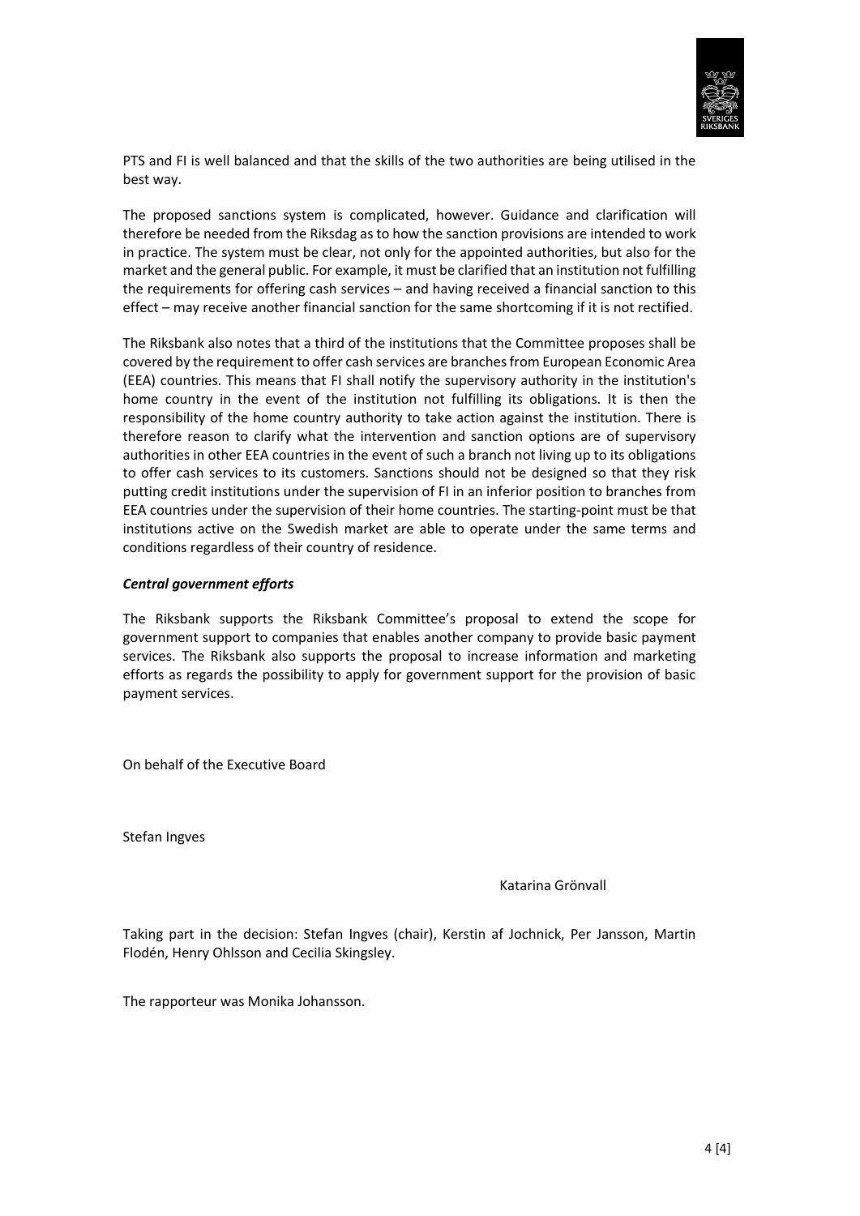PTS and FI is well balanced and that the skills of the two authorities are being utilised in the best way.

The proposed sanctions system is complicated, however. Guidance and clarification will therefore be needed from the Riksdag as to how the sanction provisions are intended to work in practice. The system must be clear, not only for the appointed authorities, but also for the market and the general public. For example, it must be clarified that an institution not fulfilling the requirements for offering cash services – and having received a financial sanction to this effect – may receive another financial sanction for the same shortcoming if it is not rectified.

The Riksbank also notes that a third of the institutions that the Committee proposes shall be covered by the requirement to offer cash services are branches from European Economic Area (EEA) countries. This means that FI shall notify the supervisory authority in the institution's home country in the event of the institution not fulfilling its obligations. It is then the responsibility of the home country authority to take action against the institution. There is therefore reason to clarify what the intervention and sanction options are of supervisory authorities in other EEA countries in the event of such a branch not living up to its obligations to offer cash services to its customers. Sanctions should not be designed so that they risk putting credit institutions under the supervision of FI in an inferior position to branches from EEA countries under the supervision of their home countries. The starting-point must be that institutions active on the Swedish market are able to operate under the same terms and conditions regardless of their country of residence.

***Central government efforts***

The Riksbank supports the Riksbank Committee's proposal to extend the scope for government support to companies that enables another company to provide basic payment services. The Riksbank also supports the proposal to increase information and marketing efforts as regards the possibility to apply for government support for the provision of basic payment services.

On behalf of the Executive Board

Stefan Ingves

Katarina Grönvall

Taking part in the decision: Stefan Ingves (chair), Kerstin af Jochnick, Per Jansson, Martin Flodén, Henry Ohlsson and Cecilia Skingsley.

The rapporteur was Monika Johansson.